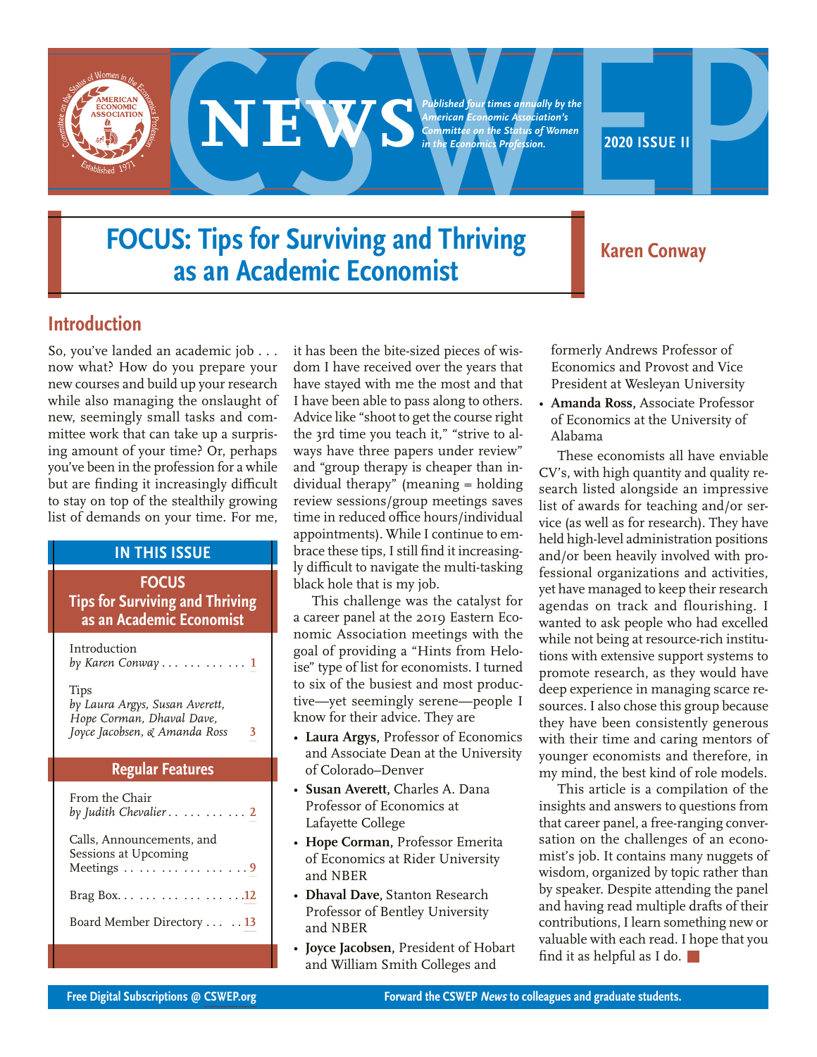# CSWEP NEWS

*Published four times annually by the American Economic Association's Committee on the Status of Women in the Economics Profession.*

2020 ISSUE II

# FOCUS: Tips for Surviving and Thriving as an Academic Economist

**Karen Conway**

## Introduction

So, you've landed an academic job . . . now what? How do you prepare your new courses and build up your research while also managing the onslaught of new, seemingly small tasks and committee work that can take up a surprising amount of your time? Or, perhaps you've been in the profession for a while but are finding it increasingly difficult to stay on top of the stealthily growing list of demands on your time. For me, it has been the bite-sized pieces of wisdom I have received over the years that have stayed with me the most and that I have been able to pass along to others. Advice like "shoot to get the course right the 3rd time you teach it," "strive to always have three papers under review" and "group therapy is cheaper than individual therapy" (meaning = holding review sessions/group meetings saves time in reduced office hours/individual appointments). While I continue to embrace these tips, I still find it increasingly difficult to navigate the multi-tasking black hole that is my job.

This challenge was the catalyst for a career panel at the 2019 Eastern Economic Association meetings with the goal of providing a "Hints from Heloise" type of list for economists. I turned to six of the busiest and most productive—yet seemingly serene—people I know for their advice. They are

- **Laura Argys,** Professor of Economics and Associate Dean at the University of Colorado–Denver
- **Susan Averett**, Charles A. Dana Professor of Economics at Lafayette College
- **Hope Corman**, Professor Emerita of Economics at Rider University and NBER
- **Dhaval Dave,** Stanton Research Professor of Bentley University and NBER
- **Joyce Jacobsen,** President of Hobart and William Smith Colleges and formerly Andrews Professor of Economics and Provost and Vice President at Wesleyan University
- **Amanda Ross,** Associate Professor of Economics at the University of Alabama

These economists all have enviable CV's, with high quantity and quality research listed alongside an impressive list of awards for teaching and/or service (as well as for research). They have held high-level administration positions and/or been heavily involved with professional organizations and activities, yet have managed to keep their research agendas on track and flourishing. I wanted to ask people who had excelled while not being at resource-rich institutions with extensive support systems to promote research, as they would have deep experience in managing scarce resources. I also chose this group because they have been consistently generous with their time and caring mentors of younger economists and therefore, in my mind, the best kind of role models.

This article is a compilation of the insights and answers to questions from that career panel, a free-ranging conversation on the challenges of an economist's job. It contains many nuggets of wisdom, organized by topic rather than by speaker. Despite attending the panel and having read multiple drafts of their contributions, I learn something new or valuable with each read. I hope that you find it as helpful as I do.

## IN THIS ISSUE

**FOCUS**
**Tips for Surviving and Thriving as an Academic Economist**

Introduction
*by Karen Conway* . . . . . . . . . . . 1

Tips
*by Laura Argys, Susan Averett, Hope Corman, Dhaval Dave, Joyce Jacobsen, & Amanda Ross* 3

**Regular Features**

From the Chair
*by Judith Chevalier* . . . . . . . . . . 2

Calls, Announcements, and Sessions at Upcoming Meetings . . . . . . . . . . . . . . . . 9

Brag Box. . . . . . . . . . . . . . . 12

Board Member Directory . . . . 13

Free Digital Subscriptions @ CSWEP.org

Forward the CSWEP *News* to colleagues and graduate students.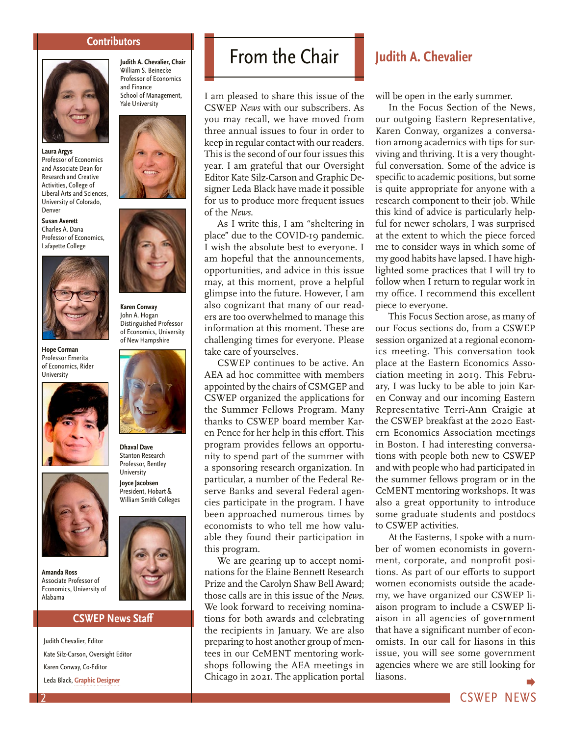## Contributors

**Judith A. Chevalier, Chair**
William S. Beinecke Professor of Economics and Finance
School of Management, Yale University

**Laura Argys**
Professor of Economics and Associate Dean for Research and Creative Activities, College of Liberal Arts and Sciences, University of Colorado, Denver

**Susan Averett**
Charles A. Dana Professor of Economics, Lafayette College

**Karen Conway**
John A. Hogan Distinguished Professor of Economics, University of New Hampshire

**Hope Corman**
Professor Emerita of Economics, Rider University

**Dhaval Dave**
Stanton Research Professor, Bentley University

**Joyce Jacobsen**
President, Hobart & William Smith Colleges

**Amanda Ross**
Associate Professor of Economics, University of Alabama

## CSWEP News Staff

Judith Chevalier, Editor
Kate Silz-Carson, Oversight Editor
Karen Conway, Co-Editor
Leda Black, Graphic Designer

# From the Chair

## Judith A. Chevalier

I am pleased to share this issue of the CSWEP *News* with our subscribers. As you may recall, we have moved from three annual issues to four in order to keep in regular contact with our readers. This is the second of our four issues this year. I am grateful that our Oversight Editor Kate Silz-Carson and Graphic Designer Leda Black have made it possible for us to produce more frequent issues of the *News*.

As I write this, I am "sheltering in place" due to the COVID-19 pandemic. I wish the absolute best to everyone. I am hopeful that the announcements, opportunities, and advice in this issue may, at this moment, prove a helpful glimpse into the future. However, I am also cognizant that many of our readers are too overwhelmed to manage this information at this moment. These are challenging times for everyone. Please take care of yourselves.

CSWEP continues to be active. An AEA ad hoc committee with members appointed by the chairs of CSMGEP and CSWEP organized the applications for the Summer Fellows Program. Many thanks to CSWEP board member Karen Pence for her help in this effort. This program provides fellows an opportunity to spend part of the summer with a sponsoring research organization. In particular, a number of the Federal Reserve Banks and several Federal agencies participate in the program. I have been approached numerous times by economists to who tell me how valuable they found their participation in this program.

We are gearing up to accept nominations for the Elaine Bennett Research Prize and the Carolyn Shaw Bell Award; those calls are in this issue of the *News*. We look forward to receiving nominations for both awards and celebrating the recipients in January. We are also preparing to host another group of mentees in our CeMENT mentoring workshops following the AEA meetings in Chicago in 2021. The application portal will be open in the early summer.

In the Focus Section of the News, our outgoing Eastern Representative, Karen Conway, organizes a conversation among academics with tips for surviving and thriving. It is a very thoughtful conversation. Some of the advice is specific to academic positions, but some is quite appropriate for anyone with a research component to their job. While this kind of advice is particularly helpful for newer scholars, I was surprised at the extent to which the piece forced me to consider ways in which some of my good habits have lapsed. I have highlighted some practices that I will try to follow when I return to regular work in my office. I recommend this excellent piece to everyone.

This Focus Section arose, as many of our Focus sections do, from a CSWEP session organized at a regional economics meeting. This conversation took place at the Eastern Economics Association meeting in 2019. This February, I was lucky to be able to join Karen Conway and our incoming Eastern Representative Terri-Ann Craigie at the CSWEP breakfast at the 2020 Eastern Economics Association meetings in Boston. I had interesting conversations with people both new to CSWEP and with people who had participated in the summer fellows program or in the CeMENT mentoring workshops. It was also a great opportunity to introduce some graduate students and postdocs to CSWEP activities.

At the Easterns, I spoke with a number of women economists in government, corporate, and nonprofit positions. As part of our efforts to support women economists outside the academy, we have organized our CSWEP liaison program to include a CSWEP liaison in all agencies of government that have a significant number of economists. In our call for liasons in this issue, you will see some government agencies where we are still looking for liasons.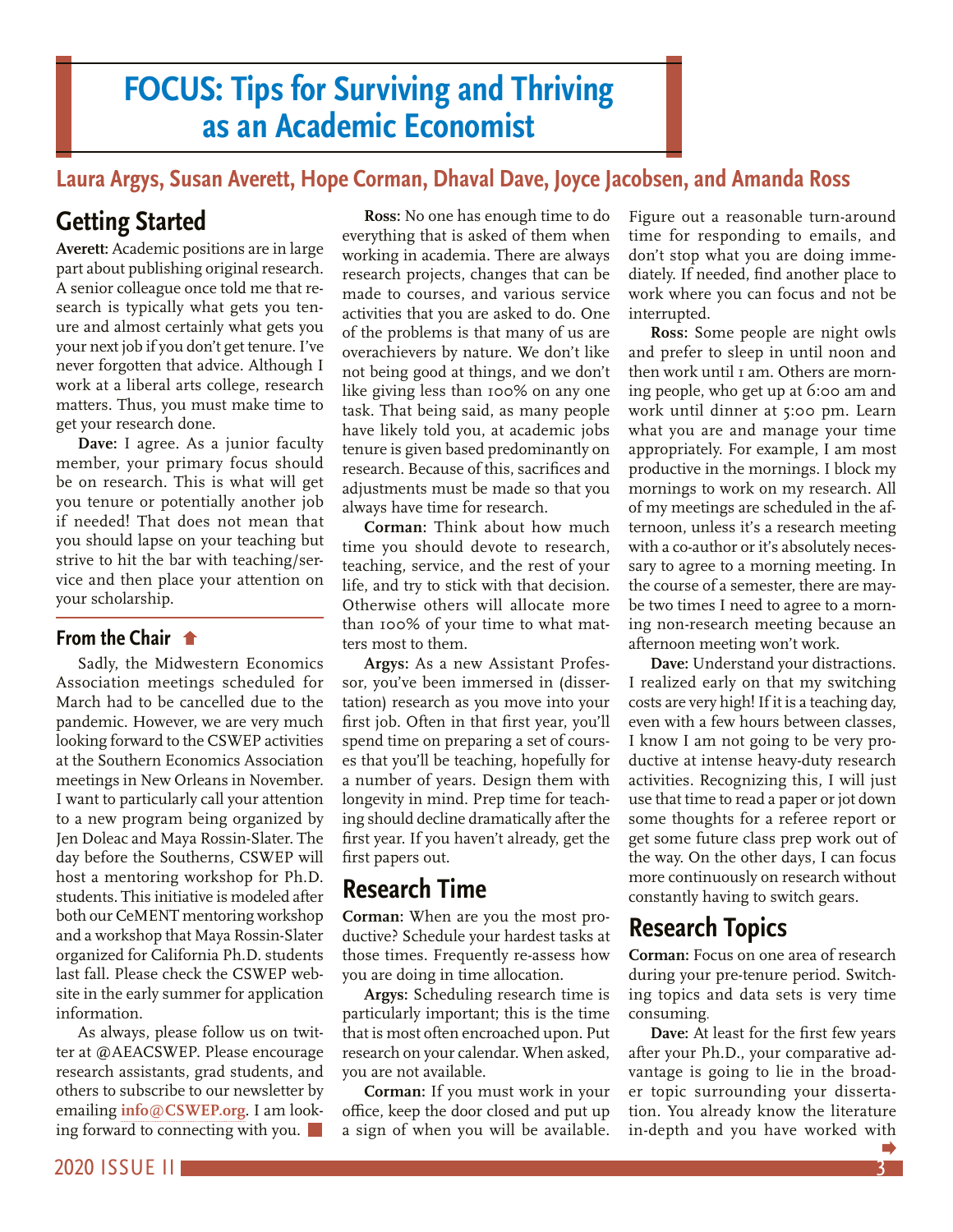# FOCUS: Tips for Surviving and Thriving as an Academic Economist

**Laura Argys, Susan Averett, Hope Corman, Dhaval Dave, Joyce Jacobsen, and Amanda Ross**

## Getting Started

**Averett:** Academic positions are in large part about publishing original research. A senior colleague once told me that research is typically what gets you tenure and almost certainly what gets you your next job if you don't get tenure. I've never forgotten that advice. Although I work at a liberal arts college, research matters. Thus, you must make time to get your research done.

**Dave:** I agree. As a junior faculty member, your primary focus should be on research. This is what will get you tenure or potentially another job if needed! That does not mean that you should lapse on your teaching but strive to hit the bar with teaching/service and then place your attention on your scholarship.

**Ross:** No one has enough time to do everything that is asked of them when working in academia. There are always research projects, changes that can be made to courses, and various service activities that you are asked to do. One of the problems is that many of us are overachievers by nature. We don't like not being good at things, and we don't like giving less than 100% on any one task. That being said, as many people have likely told you, at academic jobs tenure is given based predominantly on research. Because of this, sacrifices and adjustments must be made so that you always have time for research.

**Corman:** Think about how much time you should devote to research, teaching, service, and the rest of your life, and try to stick with that decision. Otherwise others will allocate more than 100% of your time to what matters most to them.

**Argys:** As a new Assistant Professor, you've been immersed in (dissertation) research as you move into your first job. Often in that first year, you'll spend time on preparing a set of courses that you'll be teaching, hopefully for a number of years. Design them with longevity in mind. Prep time for teaching should decline dramatically after the first year. If you haven't already, get the first papers out.

## Research Time

**Corman:** When are you the most productive? Schedule your hardest tasks at those times. Frequently re-assess how you are doing in time allocation.

**Argys:** Scheduling research time is particularly important; this is the time that is most often encroached upon. Put research on your calendar. When asked, you are not available.

**Corman:** If you must work in your office, keep the door closed and put up a sign of when you will be available. Figure out a reasonable turn-around time for responding to emails, and don't stop what you are doing immediately. If needed, find another place to work where you can focus and not be interrupted.

**Ross:** Some people are night owls and prefer to sleep in until noon and then work until 1 am. Others are morning people, who get up at 6:00 am and work until dinner at 5:00 pm. Learn what you are and manage your time appropriately. For example, I am most productive in the mornings. I block my mornings to work on my research. All of my meetings are scheduled in the afternoon, unless it's a research meeting with a co-author or it's absolutely necessary to agree to a morning meeting. In the course of a semester, there are maybe two times I need to agree to a morning non-research meeting because an afternoon meeting won't work.

**Dave:** Understand your distractions. I realized early on that my switching costs are very high! If it is a teaching day, even with a few hours between classes, I know I am not going to be very productive at intense heavy-duty research activities. Recognizing this, I will just use that time to read a paper or jot down some thoughts for a referee report or get some future class prep work out of the way. On the other days, I can focus more continuously on research without constantly having to switch gears.

## Research Topics

**Corman:** Focus on one area of research during your pre-tenure period. Switching topics and data sets is very time consuming.

**Dave:** At least for the first few years after your Ph.D., your comparative advantage is going to lie in the broader topic surrounding your dissertation. You already know the literature in-depth and you have worked with

### From the Chair

Sadly, the Midwestern Economics Association meetings scheduled for March had to be cancelled due to the pandemic. However, we are very much looking forward to the CSWEP activities at the Southern Economics Association meetings in New Orleans in November. I want to particularly call your attention to a new program being organized by Jen Doleac and Maya Rossin-Slater. The day before the Southerns, CSWEP will host a mentoring workshop for Ph.D. students. This initiative is modeled after both our CeMENT mentoring workshop and a workshop that Maya Rossin-Slater organized for California Ph.D. students last fall. Please check the CSWEP website in the early summer for application information.

As always, please follow us on twitter at @AEACSWEP. Please encourage research assistants, grad students, and others to subscribe to our newsletter by emailing **info@CSWEP.org**. I am looking forward to connecting with you.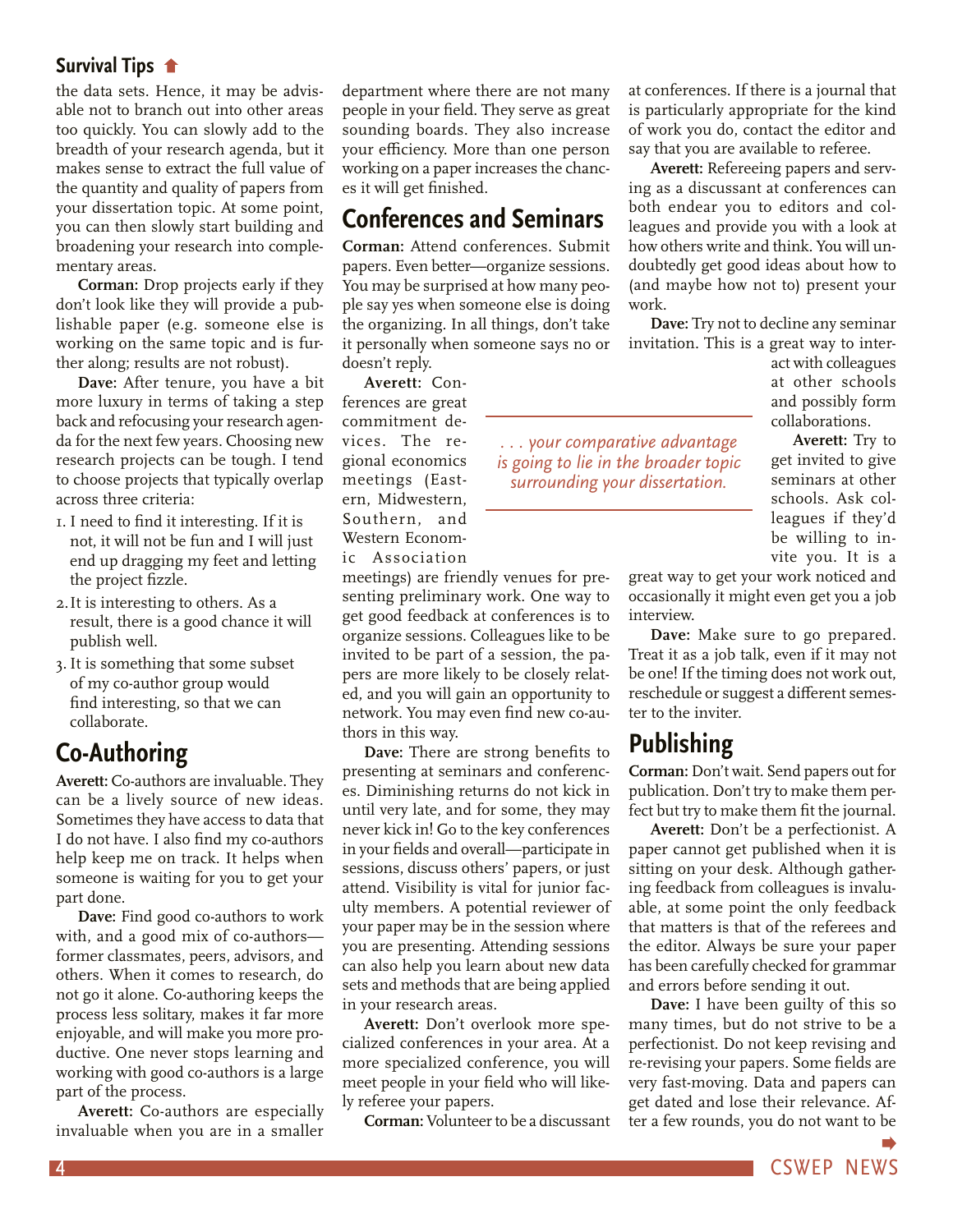the data sets. Hence, it may be advisable not to branch out into other areas too quickly. You can slowly add to the breadth of your research agenda, but it makes sense to extract the full value of the quantity and quality of papers from your dissertation topic. At some point, you can then slowly start building and broadening your research into complementary areas.

**Corman:** Drop projects early if they don't look like they will provide a publishable paper (e.g. someone else is working on the same topic and is further along; results are not robust).

**Dave:** After tenure, you have a bit more luxury in terms of taking a step back and refocusing your research agenda for the next few years. Choosing new research projects can be tough. I tend to choose projects that typically overlap across three criteria:

1. I need to find it interesting. If it is not, it will not be fun and I will just end up dragging my feet and letting the project fizzle.
2. It is interesting to others. As a result, there is a good chance it will publish well.
3. It is something that some subset of my co-author group would find interesting, so that we can collaborate.

## Co-Authoring

**Averett:** Co-authors are invaluable. They can be a lively source of new ideas. Sometimes they have access to data that I do not have. I also find my co-authors help keep me on track. It helps when someone is waiting for you to get your part done.

**Dave:** Find good co-authors to work with, and a good mix of co-authors—former classmates, peers, advisors, and others. When it comes to research, do not go it alone. Co-authoring keeps the process less solitary, makes it far more enjoyable, and will make you more productive. One never stops learning and working with good co-authors is a large part of the process.

**Averett:** Co-authors are especially invaluable when you are in a smaller department where there are not many people in your field. They serve as great sounding boards. They also increase your efficiency. More than one person working on a paper increases the chances it will get finished.

## Conferences and Seminars

**Corman:** Attend conferences. Submit papers. Even better—organize sessions. You may be surprised at how many people say yes when someone else is doing the organizing. In all things, don't take it personally when someone says no or doesn't reply.

**Averett:** Conferences are great commitment devices. The regional economics meetings (Eastern, Midwestern, Southern, and Western Economic Association meetings) are friendly venues for presenting preliminary work. One way to get good feedback at conferences is to organize sessions. Colleagues like to be invited to be part of a session, the papers are more likely to be closely related, and you will gain an opportunity to network. You may even find new co-authors in this way.

> *. . . your comparative advantage is going to lie in the broader topic surrounding your dissertation.*

**Dave:** There are strong benefits to presenting at seminars and conferences. Diminishing returns do not kick in until very late, and for some, they may never kick in! Go to the key conferences in your fields and overall—participate in sessions, discuss others' papers, or just attend. Visibility is vital for junior faculty members. A potential reviewer of your paper may be in the session where you are presenting. Attending sessions can also help you learn about new data sets and methods that are being applied in your research areas.

**Averett:** Don't overlook more specialized conferences in your area. At a more specialized conference, you will meet people in your field who will likely referee your papers.

**Corman:** Volunteer to be a discussant at conferences. If there is a journal that is particularly appropriate for the kind of work you do, contact the editor and say that you are available to referee.

**Averett:** Refereeing papers and serving as a discussant at conferences can both endear you to editors and colleagues and provide you with a look at how others write and think. You will undoubtedly get good ideas about how to (and maybe how not to) present your work.

**Dave:** Try not to decline any seminar invitation. This is a great way to interact with colleagues at other schools and possibly form collaborations.

**Averett:** Try to get invited to give seminars at other schools. Ask colleagues if they'd be willing to invite you. It is a great way to get your work noticed and occasionally it might even get you a job interview.

**Dave:** Make sure to go prepared. Treat it as a job talk, even if it may not be one! If the timing does not work out, reschedule or suggest a different semester to the inviter.

## Publishing

**Corman:** Don't wait. Send papers out for publication. Don't try to make them perfect but try to make them fit the journal.

**Averett:** Don't be a perfectionist. A paper cannot get published when it is sitting on your desk. Although gathering feedback from colleagues is invaluable, at some point the only feedback that matters is that of the referees and the editor. Always be sure your paper has been carefully checked for grammar and errors before sending it out.

**Dave:** I have been guilty of this so many times, but do not strive to be a perfectionist. Do not keep revising and re-revising your papers. Some fields are very fast-moving. Data and papers can get dated and lose their relevance. After a few rounds, you do not want to be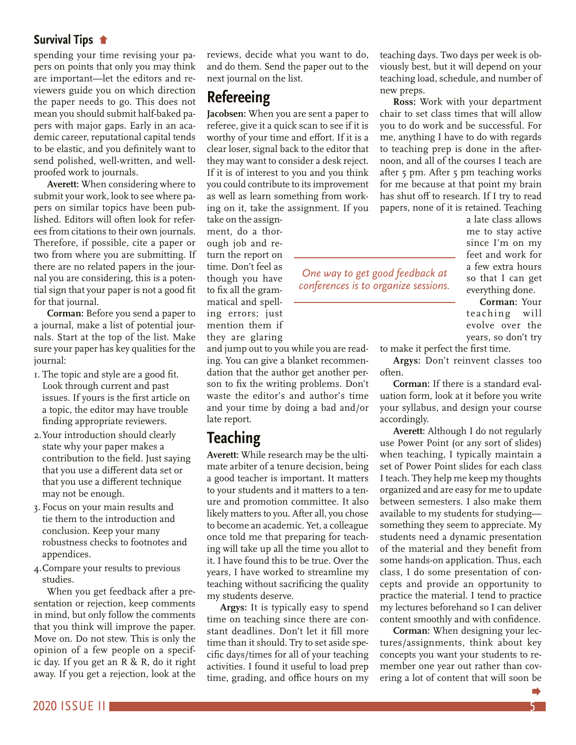spending your time revising your papers on points that only you may think are important—let the editors and reviewers guide you on which direction the paper needs to go. This does not mean you should submit half-baked papers with major gaps. Early in an academic career, reputational capital tends to be elastic, and you definitely want to send polished, well-written, and well-proofed work to journals.

**Averett:** When considering where to submit your work, look to see where papers on similar topics have been published. Editors will often look for referees from citations to their own journals. Therefore, if possible, cite a paper or two from where you are submitting. If there are no related papers in the journal you are considering, this is a potential sign that your paper is not a good fit for that journal.

**Corman:** Before you send a paper to a journal, make a list of potential journals. Start at the top of the list. Make sure your paper has key qualities for the journal:

1. The topic and style are a good fit. Look through current and past issues. If yours is the first article on a topic, the editor may have trouble finding appropriate reviewers.
2. Your introduction should clearly state why your paper makes a contribution to the field. Just saying that you use a different data set or that you use a different technique may not be enough.
3. Focus on your main results and tie them to the introduction and conclusion. Keep your many robustness checks to footnotes and appendices.
4. Compare your results to previous studies.

When you get feedback after a presentation or rejection, keep comments in mind, but only follow the comments that you think will improve the paper. Move on. Do not stew. This is only the opinion of a few people on a specific day. If you get an R & R, do it right away. If you get a rejection, look at the reviews, decide what you want to do, and do them. Send the paper out to the next journal on the list.

## Refereeing

**Jacobsen:** When you are sent a paper to referee, give it a quick scan to see if it is worthy of your time and effort. If it is a clear loser, signal back to the editor that they may want to consider a desk reject. If it is of interest to you and you think you could contribute to its improvement as well as learn something from working on it, take the assignment. If you take on the assignment, do a thorough job and return the report on time. Don't feel as though you have to fix all the grammatical and spelling errors; just mention them if they are glaring and jump out to you while you are reading. You can give a blanket recommendation that the author get another person to fix the writing problems. Don't waste the editor's and author's time and your time by doing a bad and/or late report.

*One way to get good feedback at conferences is to organize sessions.*

## Teaching

**Averett:** While research may be the ultimate arbiter of a tenure decision, being a good teacher is important. It matters to your students and it matters to a tenure and promotion committee. It also likely matters to you. After all, you chose to become an academic. Yet, a colleague once told me that preparing for teaching will take up all the time you allot to it. I have found this to be true. Over the years, I have worked to streamline my teaching without sacrificing the quality my students deserve.

**Argys:** It is typically easy to spend time on teaching since there are constant deadlines. Don't let it fill more time than it should. Try to set aside specific days/times for all of your teaching activities. I found it useful to load prep time, grading, and office hours on my teaching days. Two days per week is obviously best, but it will depend on your teaching load, schedule, and number of new preps.

**Ross:** Work with your department chair to set class times that will allow you to do work and be successful. For me, anything I have to do with regards to teaching prep is done in the afternoon, and all of the courses I teach are after 5 pm. After 5 pm teaching works for me because at that point my brain has shut off to research. If I try to read papers, none of it is retained. Teaching a late class allows me to stay active since I'm on my feet and work for a few extra hours so that I can get everything done.

**Corman:** Your teaching will evolve over the years, so don't try to make it perfect the first time.

**Argys:** Don't reinvent classes too often.

**Corman:** If there is a standard evaluation form, look at it before you write your syllabus, and design your course accordingly.

**Averett:** Although I do not regularly use Power Point (or any sort of slides) when teaching, I typically maintain a set of Power Point slides for each class I teach. They help me keep my thoughts organized and are easy for me to update between semesters. I also make them available to my students for studying—something they seem to appreciate. My students need a dynamic presentation of the material and they benefit from some hands-on application. Thus, each class, I do some presentation of concepts and provide an opportunity to practice the material. I tend to practice my lectures beforehand so I can deliver content smoothly and with confidence.

**Corman:** When designing your lectures/assignments, think about key concepts you want your students to remember one year out rather than covering a lot of content that will soon be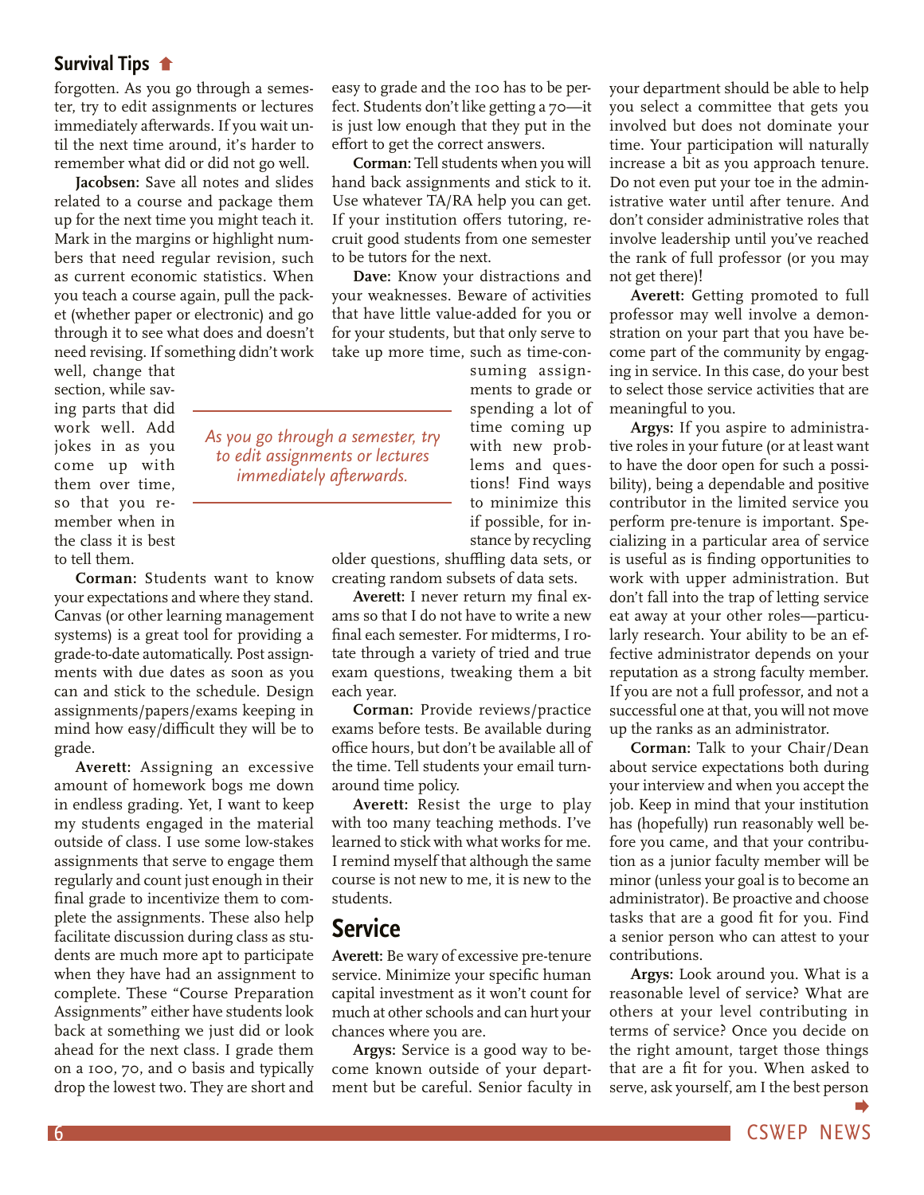forgotten. As you go through a semester, try to edit assignments or lectures immediately afterwards. If you wait until the next time around, it's harder to remember what did or did not go well.

**Jacobsen:** Save all notes and slides related to a course and package them up for the next time you might teach it. Mark in the margins or highlight numbers that need regular revision, such as current economic statistics. When you teach a course again, pull the packet (whether paper or electronic) and go through it to see what does and doesn't need revising. If something didn't work well, change that section, while saving parts that did work well. Add jokes in as you come up with them over time, so that you remember when in the class it is best to tell them.

**Corman:** Students want to know your expectations and where they stand. Canvas (or other learning management systems) is a great tool for providing a grade-to-date automatically. Post assignments with due dates as soon as you can and stick to the schedule. Design assignments/papers/exams keeping in mind how easy/difficult they will be to grade.

**Averett:** Assigning an excessive amount of homework bogs me down in endless grading. Yet, I want to keep my students engaged in the material outside of class. I use some low-stakes assignments that serve to engage them regularly and count just enough in their final grade to incentivize them to complete the assignments. These also help facilitate discussion during class as students are much more apt to participate when they have had an assignment to complete. These "Course Preparation Assignments" either have students look back at something we just did or look ahead for the next class. I grade them on a 100, 70, and 0 basis and typically drop the lowest two. They are short and easy to grade and the 100 has to be perfect. Students don't like getting a 70—it is just low enough that they put in the effort to get the correct answers.

**Corman:** Tell students when you will hand back assignments and stick to it. Use whatever TA/RA help you can get. If your institution offers tutoring, recruit good students from one semester to be tutors for the next.

**Dave:** Know your distractions and your weaknesses. Beware of activities that have little value-added for you or for your students, but that only serve to take up more time, such as time-consuming assignments to grade or spending a lot of time coming up with new problems and questions! Find ways to minimize this if possible, for instance by recycling older questions, shuffling data sets, or creating random subsets of data sets.

*As you go through a semester, try to edit assignments or lectures immediately afterwards.*

**Averett:** I never return my final exams so that I do not have to write a new final each semester. For midterms, I rotate through a variety of tried and true exam questions, tweaking them a bit each year.

**Corman:** Provide reviews/practice exams before tests. Be available during office hours, but don't be available all of the time. Tell students your email turnaround time policy.

**Averett:** Resist the urge to play with too many teaching methods. I've learned to stick with what works for me. I remind myself that although the same course is not new to me, it is new to the students.

## Service

**Averett:** Be wary of excessive pre-tenure service. Minimize your specific human capital investment as it won't count for much at other schools and can hurt your chances where you are.

**Argys:** Service is a good way to become known outside of your department but be careful. Senior faculty in your department should be able to help you select a committee that gets you involved but does not dominate your time. Your participation will naturally increase a bit as you approach tenure. Do not even put your toe in the administrative water until after tenure. And don't consider administrative roles that involve leadership until you've reached the rank of full professor (or you may not get there)!

**Averett:** Getting promoted to full professor may well involve a demonstration on your part that you have become part of the community by engaging in service. In this case, do your best to select those service activities that are meaningful to you.

**Argys:** If you aspire to administrative roles in your future (or at least want to have the door open for such a possibility), being a dependable and positive contributor in the limited service you perform pre-tenure is important. Specializing in a particular area of service is useful as is finding opportunities to work with upper administration. But don't fall into the trap of letting service eat away at your other roles—particularly research. Your ability to be an effective administrator depends on your reputation as a strong faculty member. If you are not a full professor, and not a successful one at that, you will not move up the ranks as an administrator.

**Corman:** Talk to your Chair/Dean about service expectations both during your interview and when you accept the job. Keep in mind that your institution has (hopefully) run reasonably well before you came, and that your contribution as a junior faculty member will be minor (unless your goal is to become an administrator). Be proactive and choose tasks that are a good fit for you. Find a senior person who can attest to your contributions.

**Argys:** Look around you. What is a reasonable level of service? What are others at your level contributing in terms of service? Once you decide on the right amount, target those things that are a fit for you. When asked to serve, ask yourself, am I the best person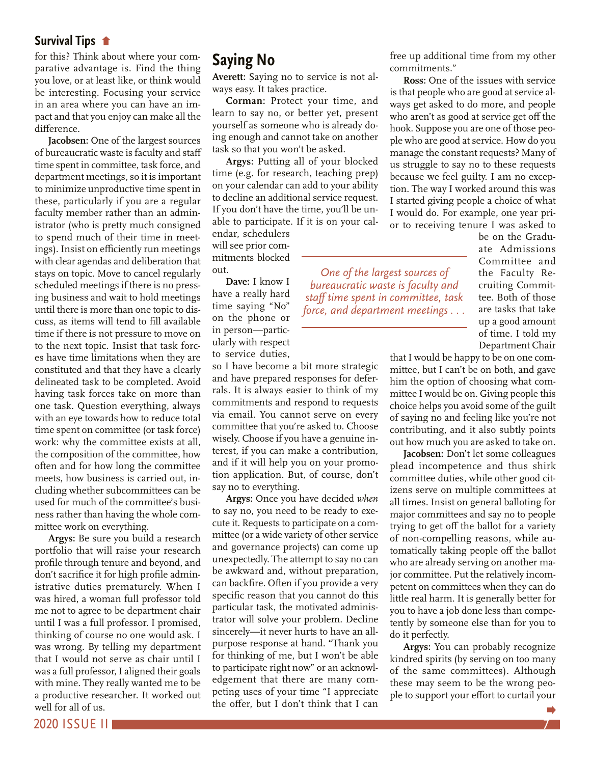for this? Think about where your comparative advantage is. Find the thing you love, or at least like, or think would be interesting. Focusing your service in an area where you can have an impact and that you enjoy can make all the difference.

**Jacobsen:** One of the largest sources of bureaucratic waste is faculty and staff time spent in committee, task force, and department meetings, so it is important to minimize unproductive time spent in these, particularly if you are a regular faculty member rather than an administrator (who is pretty much consigned to spend much of their time in meetings). Insist on efficiently run meetings with clear agendas and deliberation that stays on topic. Move to cancel regularly scheduled meetings if there is no pressing business and wait to hold meetings until there is more than one topic to discuss, as items will tend to fill available time if there is not pressure to move on to the next topic. Insist that task forces have time limitations when they are constituted and that they have a clearly delineated task to be completed. Avoid having task forces take on more than one task. Question everything, always with an eye towards how to reduce total time spent on committee (or task force) work: why the committee exists at all, the composition of the committee, how often and for how long the committee meets, how business is carried out, including whether subcommittees can be used for much of the committee's business rather than having the whole committee work on everything.

**Argys:** Be sure you build a research portfolio that will raise your research profile through tenure and beyond, and don't sacrifice it for high profile administrative duties prematurely. When I was hired, a woman full professor told me not to agree to be department chair until I was a full professor. I promised, thinking of course no one would ask. I was wrong. By telling my department that I would not serve as chair until I was a full professor, I aligned their goals with mine. They really wanted me to be a productive researcher. It worked out well for all of us.

## Saying No

**Averett:** Saying no to service is not always easy. It takes practice.

**Corman:** Protect your time, and learn to say no, or better yet, present yourself as someone who is already doing enough and cannot take on another task so that you won't be asked.

**Argys:** Putting all of your blocked time (e.g. for research, teaching prep) on your calendar can add to your ability to decline an additional service request. If you don't have the time, you'll be unable to participate. If it is on your calendar, schedulers will see prior commitments blocked out.

**Dave:** I know I have a really hard time saying "No" on the phone or in person—particularly with respect to service duties, so I have become a bit more strategic and have prepared responses for deferrals. It is always easier to think of my commitments and respond to requests via email. You cannot serve on every committee that you're asked to. Choose wisely. Choose if you have a genuine interest, if you can make a contribution, and if it will help you on your promotion application. But, of course, don't say no to everything.

*One of the largest sources of bureaucratic waste is faculty and staff time spent in committee, task force, and department meetings . . .*

**Argys:** Once you have decided *when* to say no, you need to be ready to execute it. Requests to participate on a committee (or a wide variety of other service and governance projects) can come up unexpectedly. The attempt to say no can be awkward and, without preparation, can backfire. Often if you provide a very specific reason that you cannot do this particular task, the motivated administrator will solve your problem. Decline sincerely—it never hurts to have an all-purpose response at hand. "Thank you for thinking of me, but I won't be able to participate right now" or an acknowledgement that there are many competing uses of your time "I appreciate the offer, but I don't think that I can free up additional time from my other commitments."

**Ross:** One of the issues with service is that people who are good at service always get asked to do more, and people who aren't as good at service get off the hook. Suppose you are one of those people who are good at service. How do you manage the constant requests? Many of us struggle to say no to these requests because we feel guilty. I am no exception. The way I worked around this was I started giving people a choice of what I would do. For example, one year prior to receiving tenure I was asked to be on the Graduate Admissions Committee and the Faculty Recruiting Committee. Both of those are tasks that take up a good amount of time. I told my Department Chair that I would be happy to be on one committee, but I can't be on both, and gave him the option of choosing what committee I would be on. Giving people this choice helps you avoid some of the guilt of saying no and feeling like you're not contributing, and it also subtly points out how much you are asked to take on.

**Jacobsen:** Don't let some colleagues plead incompetence and thus shirk committee duties, while other good citizens serve on multiple committees at all times. Insist on general balloting for major committees and say no to people trying to get off the ballot for a variety of non-compelling reasons, while automatically taking people off the ballot who are already serving on another major committee. Put the relatively incompetent on committees when they can do little real harm. It is generally better for you to have a job done less than competently by someone else than for you to do it perfectly.

**Argys:** You can probably recognize kindred spirits (by serving on too many of the same committees). Although these may seem to be the wrong people to support your effort to curtail your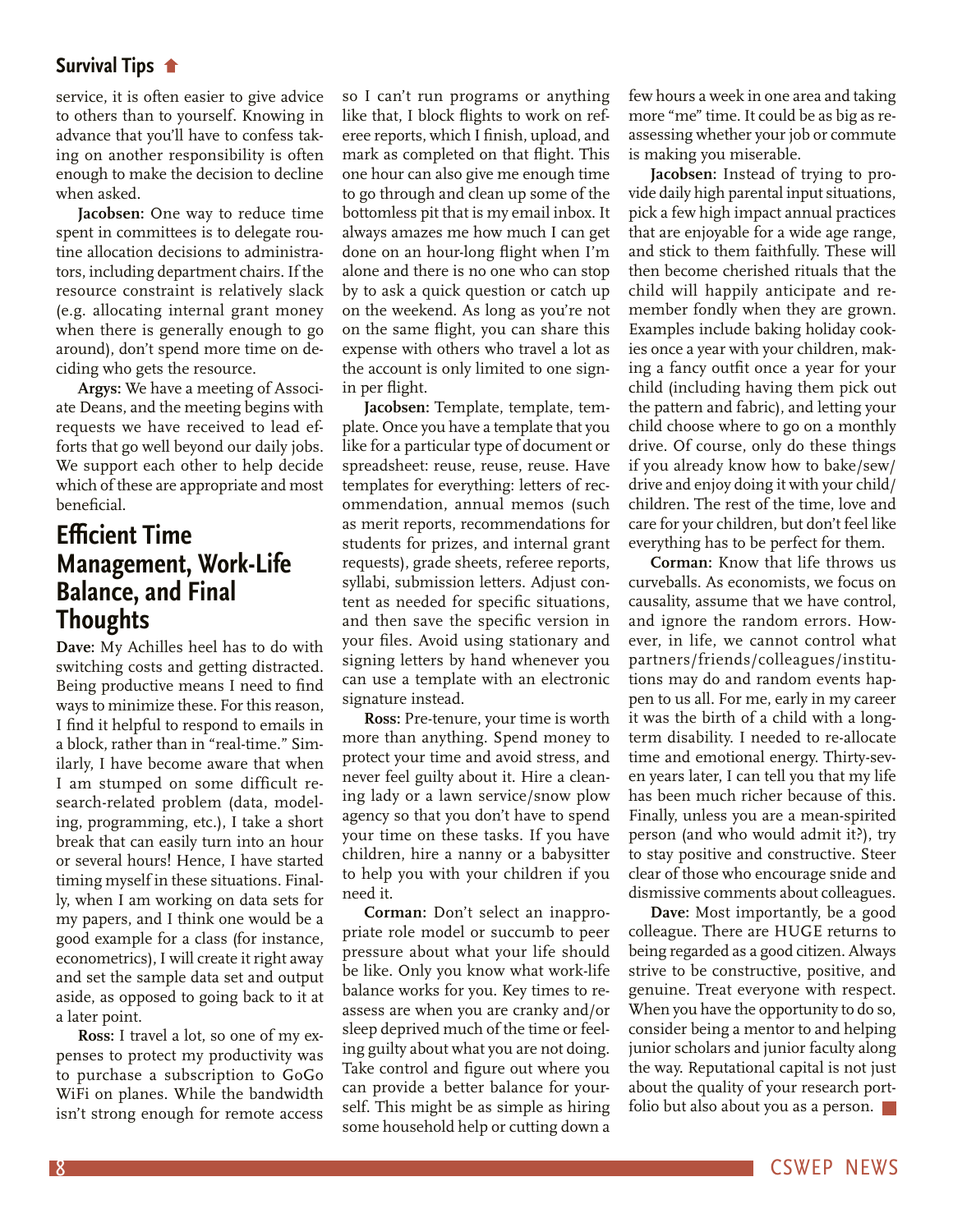service, it is often easier to give advice to others than to yourself. Knowing in advance that you'll have to confess taking on another responsibility is often enough to make the decision to decline when asked.

**Jacobsen:** One way to reduce time spent in committees is to delegate routine allocation decisions to administrators, including department chairs. If the resource constraint is relatively slack (e.g. allocating internal grant money when there is generally enough to go around), don't spend more time on deciding who gets the resource.

**Argys:** We have a meeting of Associate Deans, and the meeting begins with requests we have received to lead efforts that go well beyond our daily jobs. We support each other to help decide which of these are appropriate and most beneficial.

## Efficient Time Management, Work-Life Balance, and Final Thoughts

**Dave:** My Achilles heel has to do with switching costs and getting distracted. Being productive means I need to find ways to minimize these. For this reason, I find it helpful to respond to emails in a block, rather than in "real-time." Similarly, I have become aware that when I am stumped on some difficult research-related problem (data, modeling, programming, etc.), I take a short break that can easily turn into an hour or several hours! Hence, I have started timing myself in these situations. Finally, when I am working on data sets for my papers, and I think one would be a good example for a class (for instance, econometrics), I will create it right away and set the sample data set and output aside, as opposed to going back to it at a later point.

**Ross:** I travel a lot, so one of my expenses to protect my productivity was to purchase a subscription to GoGo WiFi on planes. While the bandwidth isn't strong enough for remote access so I can't run programs or anything like that, I block flights to work on referee reports, which I finish, upload, and mark as completed on that flight. This one hour can also give me enough time to go through and clean up some of the bottomless pit that is my email inbox. It always amazes me how much I can get done on an hour-long flight when I'm alone and there is no one who can stop by to ask a quick question or catch up on the weekend. As long as you're not on the same flight, you can share this expense with others who travel a lot as the account is only limited to one sign-in per flight.

**Jacobsen:** Template, template, template. Once you have a template that you like for a particular type of document or spreadsheet: reuse, reuse, reuse. Have templates for everything: letters of recommendation, annual memos (such as merit reports, recommendations for students for prizes, and internal grant requests), grade sheets, referee reports, syllabi, submission letters. Adjust content as needed for specific situations, and then save the specific version in your files. Avoid using stationary and signing letters by hand whenever you can use a template with an electronic signature instead.

**Ross:** Pre-tenure, your time is worth more than anything. Spend money to protect your time and avoid stress, and never feel guilty about it. Hire a cleaning lady or a lawn service/snow plow agency so that you don't have to spend your time on these tasks. If you have children, hire a nanny or a babysitter to help you with your children if you need it.

**Corman:** Don't select an inappropriate role model or succumb to peer pressure about what your life should be like. Only you know what work-life balance works for you. Key times to reassess are when you are cranky and/or sleep deprived much of the time or feeling guilty about what you are not doing. Take control and figure out where you can provide a better balance for yourself. This might be as simple as hiring some household help or cutting down a few hours a week in one area and taking more "me" time. It could be as big as reassessing whether your job or commute is making you miserable.

**Jacobsen:** Instead of trying to provide daily high parental input situations, pick a few high impact annual practices that are enjoyable for a wide age range, and stick to them faithfully. These will then become cherished rituals that the child will happily anticipate and remember fondly when they are grown. Examples include baking holiday cookies once a year with your children, making a fancy outfit once a year for your child (including having them pick out the pattern and fabric), and letting your child choose where to go on a monthly drive. Of course, only do these things if you already know how to bake/sew/drive and enjoy doing it with your child/children. The rest of the time, love and care for your children, but don't feel like everything has to be perfect for them.

**Corman:** Know that life throws us curveballs. As economists, we focus on causality, assume that we have control, and ignore the random errors. However, in life, we cannot control what partners/friends/colleagues/institutions may do and random events happen to us all. For me, early in my career it was the birth of a child with a long-term disability. I needed to re-allocate time and emotional energy. Thirty-seven years later, I can tell you that my life has been much richer because of this. Finally, unless you are a mean-spirited person (and who would admit it?), try to stay positive and constructive. Steer clear of those who encourage snide and dismissive comments about colleagues.

**Dave:** Most importantly, be a good colleague. There are HUGE returns to being regarded as a good citizen. Always strive to be constructive, positive, and genuine. Treat everyone with respect. When you have the opportunity to do so, consider being a mentor to and helping junior scholars and junior faculty along the way. Reputational capital is not just about the quality of your research portfolio but also about you as a person.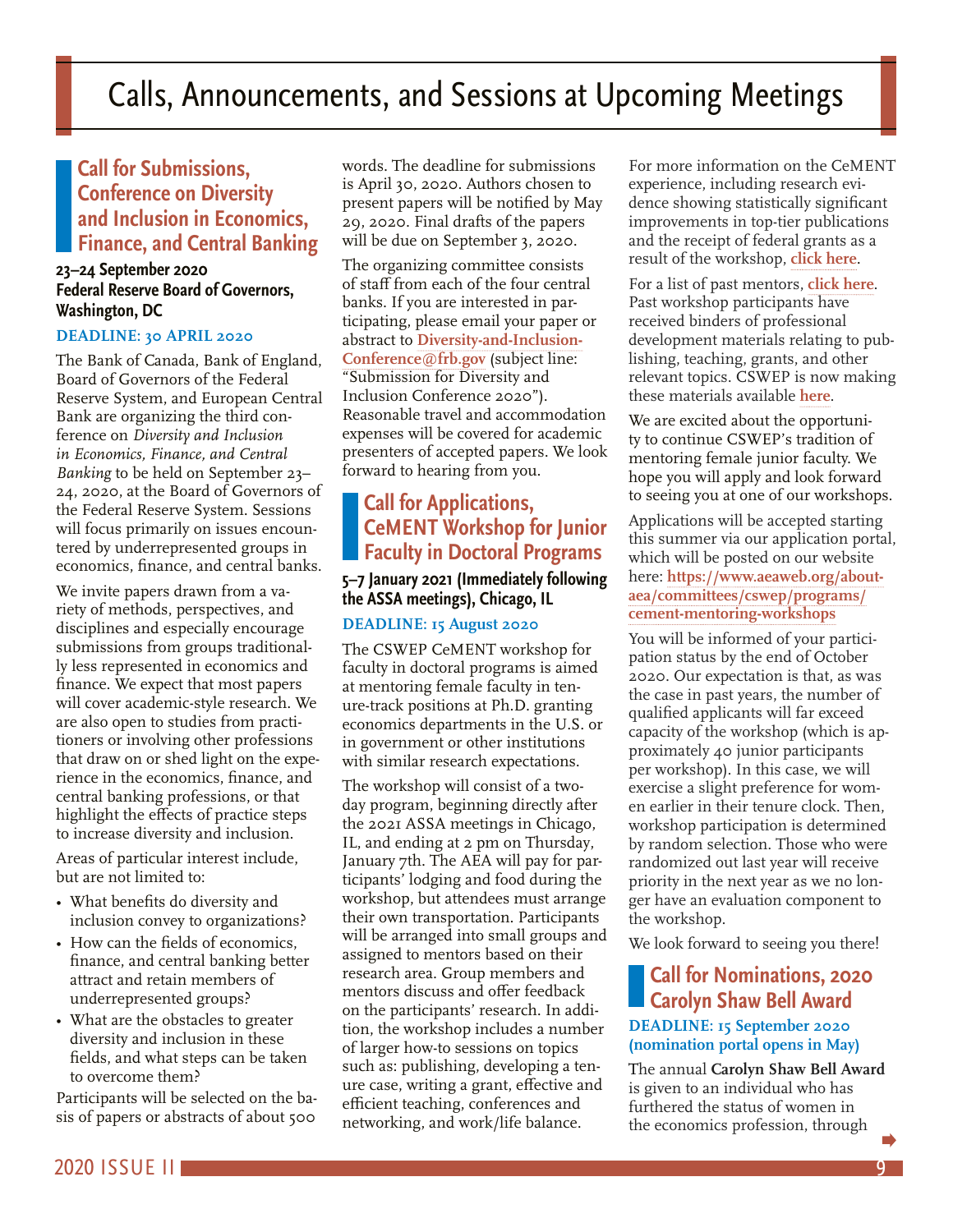# Calls, Announcements, and Sessions at Upcoming Meetings

## Call for Submissions, Conference on Diversity and Inclusion in Economics, Finance, and Central Banking

**23–24 September 2020**
**Federal Reserve Board of Governors, Washington, DC**

**DEADLINE: 30 APRIL 2020**

The Bank of Canada, Bank of England, Board of Governors of the Federal Reserve System, and European Central Bank are organizing the third conference on *Diversity and Inclusion in Economics, Finance, and Central Banking* to be held on September 23–24, 2020, at the Board of Governors of the Federal Reserve System. Sessions will focus primarily on issues encountered by underrepresented groups in economics, finance, and central banks.

We invite papers drawn from a variety of methods, perspectives, and disciplines and especially encourage submissions from groups traditionally less represented in economics and finance. We expect that most papers will cover academic-style research. We are also open to studies from practitioners or involving other professions that draw on or shed light on the experience in the economics, finance, and central banking professions, or that highlight the effects of practice steps to increase diversity and inclusion.

Areas of particular interest include, but are not limited to:

- What benefits do diversity and inclusion convey to organizations?
- How can the fields of economics, finance, and central banking better attract and retain members of underrepresented groups?
- What are the obstacles to greater diversity and inclusion in these fields, and what steps can be taken to overcome them?

Participants will be selected on the basis of papers or abstracts of about 500 words. The deadline for submissions is April 30, 2020. Authors chosen to present papers will be notified by May 29, 2020. Final drafts of the papers will be due on September 3, 2020.

The organizing committee consists of staff from each of the four central banks. If you are interested in participating, please email your paper or abstract to **Diversity-and-Inclusion-Conference@frb.gov** (subject line: "Submission for Diversity and Inclusion Conference 2020"). Reasonable travel and accommodation expenses will be covered for academic presenters of accepted papers. We look forward to hearing from you.

## Call for Applications, CeMENT Workshop for Junior Faculty in Doctoral Programs

**5–7 January 2021 (Immediately following the ASSA meetings), Chicago, IL**

**DEADLINE: 15 August 2020**

The CSWEP CeMENT workshop for faculty in doctoral programs is aimed at mentoring female faculty in tenure-track positions at Ph.D. granting economics departments in the U.S. or in government or other institutions with similar research expectations.

The workshop will consist of a two-day program, beginning directly after the 2021 ASSA meetings in Chicago, IL, and ending at 2 pm on Thursday, January 7th. The AEA will pay for participants' lodging and food during the workshop, but attendees must arrange their own transportation. Participants will be arranged into small groups and assigned to mentors based on their research area. Group members and mentors discuss and offer feedback on the participants' research. In addition, the workshop includes a number of larger how-to sessions on topics such as: publishing, developing a tenure case, writing a grant, effective and efficient teaching, conferences and networking, and work/life balance.

For more information on the CeMENT experience, including research evidence showing statistically significant improvements in top-tier publications and the receipt of federal grants as a result of the workshop, **click here**.

For a list of past mentors, **click here**. Past workshop participants have received binders of professional development materials relating to publishing, teaching, grants, and other relevant topics. CSWEP is now making these materials available **here**.

We are excited about the opportunity to continue CSWEP's tradition of mentoring female junior faculty. We hope you will apply and look forward to seeing you at one of our workshops.

Applications will be accepted starting this summer via our application portal, which will be posted on our website here: **https://www.aeaweb.org/about-aea/committees/cswep/programs/cement-mentoring-workshops**

You will be informed of your participation status by the end of October 2020. Our expectation is that, as was the case in past years, the number of qualified applicants will far exceed capacity of the workshop (which is approximately 40 junior participants per workshop). In this case, we will exercise a slight preference for women earlier in their tenure clock. Then, workshop participation is determined by random selection. Those who were randomized out last year will receive priority in the next year as we no longer have an evaluation component to the workshop.

We look forward to seeing you there!

## Call for Nominations, 2020 Carolyn Shaw Bell Award

**DEADLINE: 15 September 2020 (nomination portal opens in May)**

The annual **Carolyn Shaw Bell Award** is given to an individual who has furthered the status of women in the economics profession, through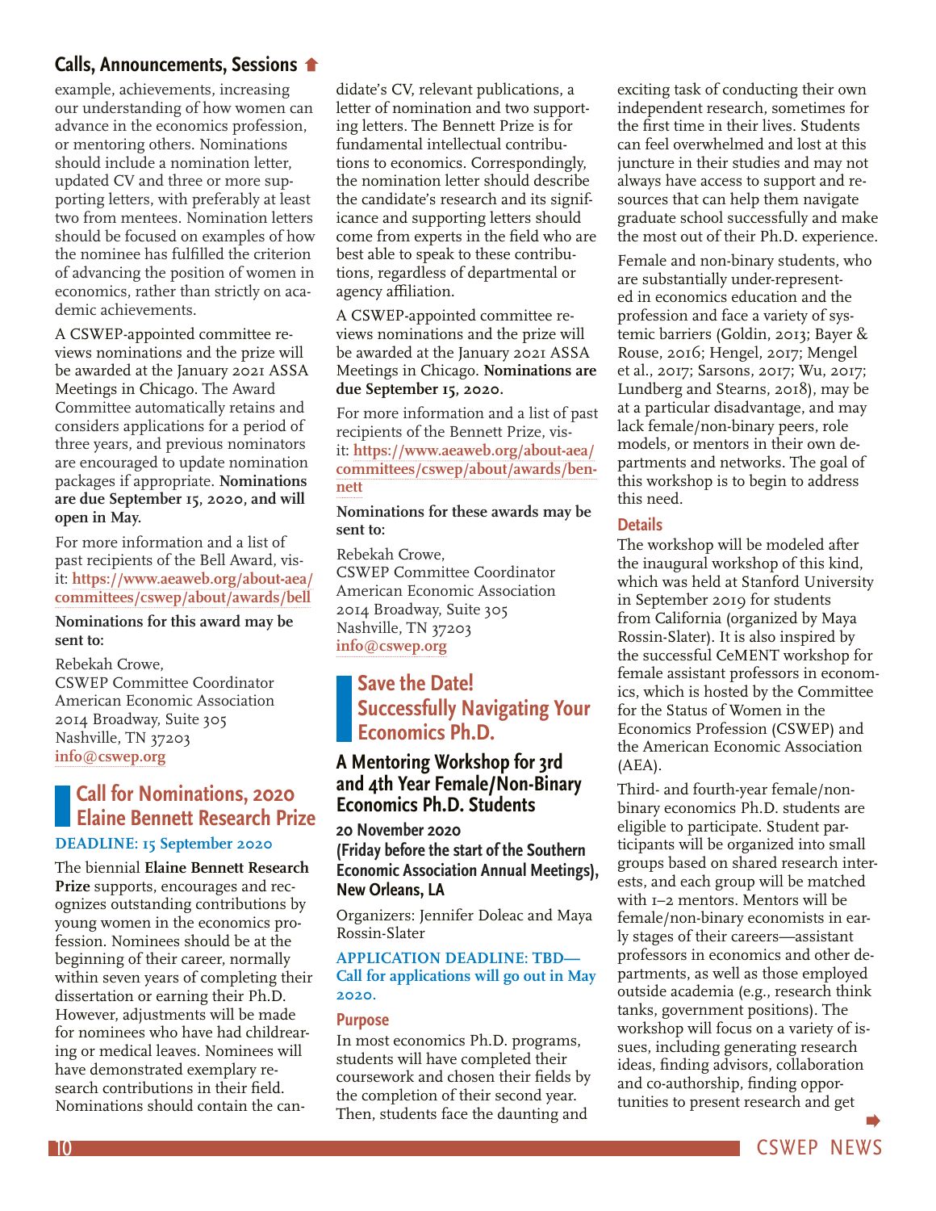example, achievements, increasing our understanding of how women can advance in the economics profession, or mentoring others. Nominations should include a nomination letter, updated CV and three or more supporting letters, with preferably at least two from mentees. Nomination letters should be focused on examples of how the nominee has fulfilled the criterion of advancing the position of women in economics, rather than strictly on academic achievements.

A CSWEP-appointed committee reviews nominations and the prize will be awarded at the January 2021 ASSA Meetings in Chicago. The Award Committee automatically retains and considers applications for a period of three years, and previous nominators are encouraged to update nomination packages if appropriate. **Nominations are due September 15, 2020, and will open in May.**

For more information and a list of past recipients of the Bell Award, visit: **https://www.aeaweb.org/about-aea/committees/cswep/about/awards/bell**

**Nominations for this award may be sent to:**

Rebekah Crowe,
CSWEP Committee Coordinator
American Economic Association
2014 Broadway, Suite 305
Nashville, TN 37203
**info@cswep.org**

## Call for Nominations, 2020 Elaine Bennett Research Prize

**DEADLINE: 15 September 2020**

The biennial **Elaine Bennett Research Prize** supports, encourages and recognizes outstanding contributions by young women in the economics profession. Nominees should be at the beginning of their career, normally within seven years of completing their dissertation or earning their Ph.D. However, adjustments will be made for nominees who have had childrearing or medical leaves. Nominees will have demonstrated exemplary research contributions in their field. Nominations should contain the candidate's CV, relevant publications, a letter of nomination and two supporting letters. The Bennett Prize is for fundamental intellectual contributions to economics. Correspondingly, the nomination letter should describe the candidate's research and its significance and supporting letters should come from experts in the field who are best able to speak to these contributions, regardless of departmental or agency affiliation.

A CSWEP-appointed committee reviews nominations and the prize will be awarded at the January 2021 ASSA Meetings in Chicago. **Nominations are due September 15, 2020.**

For more information and a list of past recipients of the Bennett Prize, visit: **https://www.aeaweb.org/about-aea/committees/cswep/about/awards/bennett**

**Nominations for these awards may be sent to:**

Rebekah Crowe,
CSWEP Committee Coordinator
American Economic Association
2014 Broadway, Suite 305
Nashville, TN 37203
**info@cswep.org**

## Save the Date! Successfully Navigating Your Economics Ph.D.

### A Mentoring Workshop for 3rd and 4th Year Female/Non-Binary Economics Ph.D. Students

**20 November 2020**
**(Friday before the start of the Southern Economic Association Annual Meetings), New Orleans, LA**

Organizers: Jennifer Doleac and Maya Rossin-Slater

**APPLICATION DEADLINE: TBD—Call for applications will go out in May 2020.**

#### Purpose

In most economics Ph.D. programs, students will have completed their coursework and chosen their fields by the completion of their second year. Then, students face the daunting and exciting task of conducting their own independent research, sometimes for the first time in their lives. Students can feel overwhelmed and lost at this juncture in their studies and may not always have access to support and resources that can help them navigate graduate school successfully and make the most out of their Ph.D. experience.

Female and non-binary students, who are substantially under-represented in economics education and the profession and face a variety of systemic barriers (Goldin, 2013; Bayer & Rouse, 2016; Hengel, 2017; Mengel et al., 2017; Sarsons, 2017; Wu, 2017; Lundberg and Stearns, 2018), may be at a particular disadvantage, and may lack female/non-binary peers, role models, or mentors in their own departments and networks. The goal of this workshop is to begin to address this need.

#### Details

The workshop will be modeled after the inaugural workshop of this kind, which was held at Stanford University in September 2019 for students from California (organized by Maya Rossin-Slater). It is also inspired by the successful CeMENT workshop for female assistant professors in economics, which is hosted by the Committee for the Status of Women in the Economics Profession (CSWEP) and the American Economic Association (AEA).

Third- and fourth-year female/non-binary economics Ph.D. students are eligible to participate. Student participants will be organized into small groups based on shared research interests, and each group will be matched with 1–2 mentors. Mentors will be female/non-binary economists in early stages of their careers—assistant professors in economics and other departments, as well as those employed outside academia (e.g., research think tanks, government positions). The workshop will focus on a variety of issues, including generating research ideas, finding advisors, collaboration and co-authorship, finding opportunities to present research and get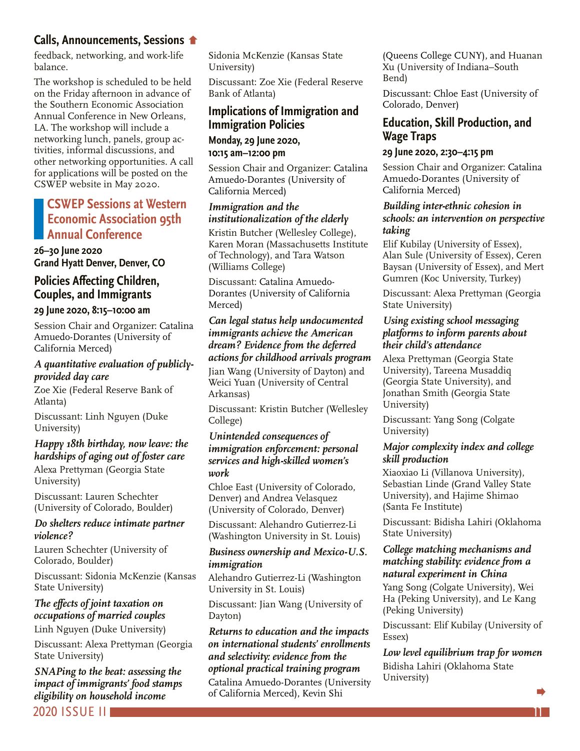## Calls, Announcements, Sessions

feedback, networking, and work-life balance.

The workshop is scheduled to be held on the Friday afternoon in advance of the Southern Economic Association Annual Conference in New Orleans, LA. The workshop will include a networking lunch, panels, group activities, informal discussions, and other networking opportunities. A call for applications will be posted on the CSWEP website in May 2020.

## CSWEP Sessions at Western Economic Association 95th Annual Conference

**26–30 June 2020**
**Grand Hyatt Denver, Denver, CO**

### Policies Affecting Children, Couples, and Immigrants

**29 June 2020, 8:15–10:00 am**

Session Chair and Organizer: Catalina Amuedo-Dorantes (University of California Merced)

***A quantitative evaluation of publicly-provided day care***
Zoe Xie (Federal Reserve Bank of Atlanta)

Discussant: Linh Nguyen (Duke University)

***Happy 18th birthday, now leave: the hardships of aging out of foster care***
Alexa Prettyman (Georgia State University)

Discussant: Lauren Schechter (University of Colorado, Boulder)

***Do shelters reduce intimate partner violence?***
Lauren Schechter (University of Colorado, Boulder)

Discussant: Sidonia McKenzie (Kansas State University)

***The effects of joint taxation on occupations of married couples***
Linh Nguyen (Duke University)

Discussant: Alexa Prettyman (Georgia State University)

***SNAPing to the beat: assessing the impact of immigrants' food stamps eligibility on household income***
Sidonia McKenzie (Kansas State University)

Discussant: Zoe Xie (Federal Reserve Bank of Atlanta)

### Implications of Immigration and Immigration Policies

**Monday, 29 June 2020, 10:15 am–12:00 pm**

Session Chair and Organizer: Catalina Amuedo-Dorantes (University of California Merced)

***Immigration and the institutionalization of the elderly***
Kristin Butcher (Wellesley College), Karen Moran (Massachusetts Institute of Technology), and Tara Watson (Williams College)

Discussant: Catalina Amuedo-Dorantes (University of California Merced)

***Can legal status help undocumented immigrants achieve the American dream? Evidence from the deferred actions for childhood arrivals program***
Jian Wang (University of Dayton) and Weici Yuan (University of Central Arkansas)

Discussant: Kristin Butcher (Wellesley College)

***Unintended consequences of immigration enforcement: personal services and high-skilled women's work***
Chloe East (University of Colorado, Denver) and Andrea Velasquez (University of Colorado, Denver)

Discussant: Alehandro Gutierrez-Li (Washington University in St. Louis)

***Business ownership and Mexico-U.S. immigration***
Alehandro Gutierrez-Li (Washington University in St. Louis)

Discussant: Jian Wang (University of Dayton)

***Returns to education and the impacts on international students' enrollments and selectivity: evidence from the optional practical training program***
Catalina Amuedo-Dorantes (University of California Merced), Kevin Shi (Queens College CUNY), and Huanan Xu (University of Indiana–South Bend)

Discussant: Chloe East (University of Colorado, Denver)

### Education, Skill Production, and Wage Traps

**29 June 2020, 2:30–4:15 pm**

Session Chair and Organizer: Catalina Amuedo-Dorantes (University of California Merced)

***Building inter-ethnic cohesion in schools: an intervention on perspective taking***
Elif Kubilay (University of Essex), Alan Sule (University of Essex), Ceren Baysan (University of Essex), and Mert Gumren (Koc University, Turkey)

Discussant: Alexa Prettyman (Georgia State University)

***Using existing school messaging platforms to inform parents about their child's attendance***
Alexa Prettyman (Georgia State University), Tareena Musaddiq (Georgia State University), and Jonathan Smith (Georgia State University)

Discussant: Yang Song (Colgate University)

***Major complexity index and college skill production***
Xiaoxiao Li (Villanova University), Sebastian Linde (Grand Valley State University), and Hajime Shimao (Santa Fe Institute)

Discussant: Bidisha Lahiri (Oklahoma State University)

***College matching mechanisms and matching stability: evidence from a natural experiment in China***
Yang Song (Colgate University), Wei Ha (Peking University), and Le Kang (Peking University)

Discussant: Elif Kubilay (University of Essex)

***Low level equilibrium trap for women***
Bidisha Lahiri (Oklahoma State University)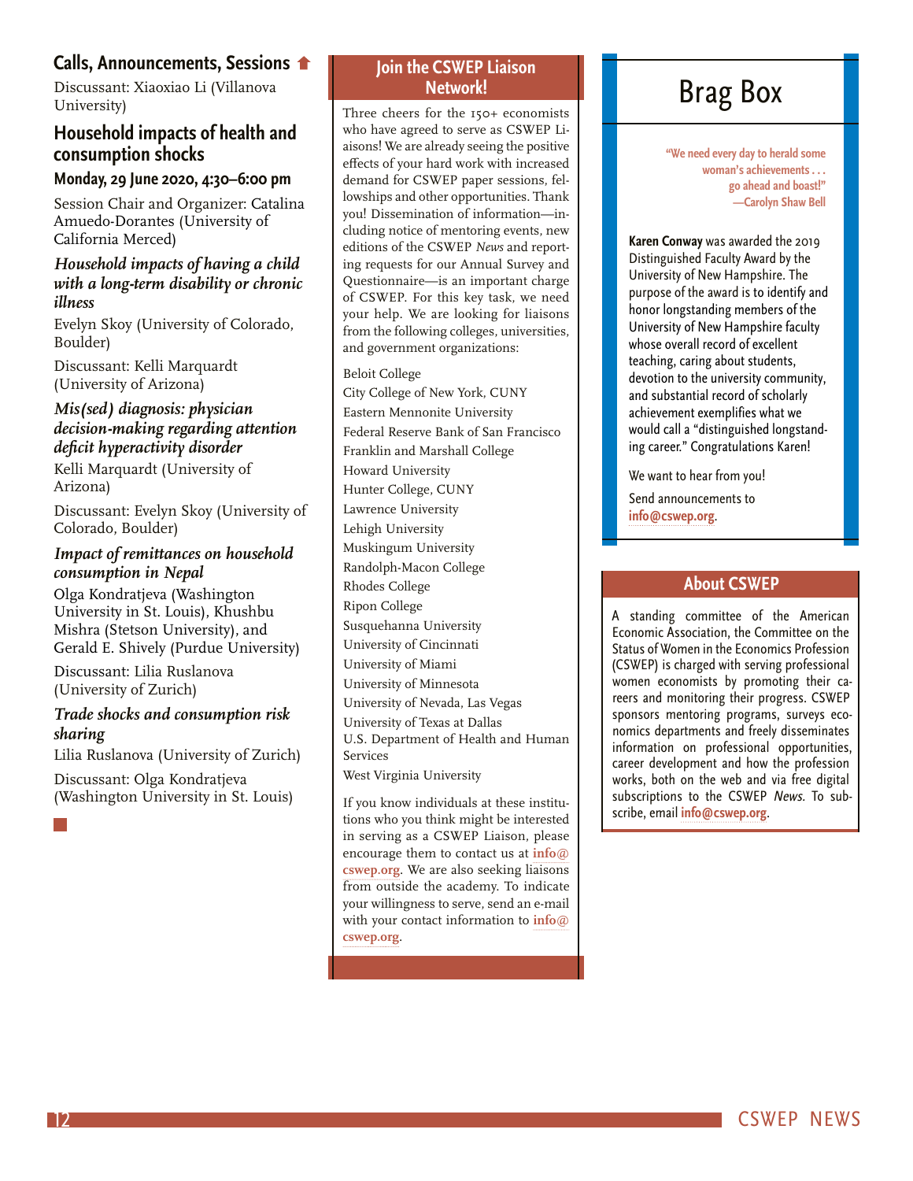## Calls, Announcements, Sessions

Discussant: Xiaoxiao Li (Villanova University)

### Household impacts of health and consumption shocks

**Monday, 29 June 2020, 4:30–6:00 pm**

Session Chair and Organizer: Catalina Amuedo-Dorantes (University of California Merced)

***Household impacts of having a child with a long-term disability or chronic illness***

Evelyn Skoy (University of Colorado, Boulder)

Discussant: Kelli Marquardt (University of Arizona)

***Mis(sed) diagnosis: physician decision-making regarding attention deficit hyperactivity disorder***

Kelli Marquardt (University of Arizona)

Discussant: Evelyn Skoy (University of Colorado, Boulder)

***Impact of remittances on household consumption in Nepal***

Olga Kondratjeva (Washington University in St. Louis), Khushbu Mishra (Stetson University), and Gerald E. Shively (Purdue University)

Discussant: Lilia Ruslanova (University of Zurich)

***Trade shocks and consumption risk sharing***

Lilia Ruslanova (University of Zurich)

Discussant: Olga Kondratjeva (Washington University in St. Louis)

## Join the CSWEP Liaison Network!

Three cheers for the 150+ economists who have agreed to serve as CSWEP Liaisons! We are already seeing the positive effects of your hard work with increased demand for CSWEP paper sessions, fellowships and other opportunities. Thank you! Dissemination of information—including notice of mentoring events, new editions of the CSWEP *News* and reporting requests for our Annual Survey and Questionnaire—is an important charge of CSWEP. For this key task, we need your help. We are looking for liaisons from the following colleges, universities, and government organizations:

Beloit College
City College of New York, CUNY
Eastern Mennonite University
Federal Reserve Bank of San Francisco
Franklin and Marshall College
Howard University
Hunter College, CUNY
Lawrence University
Lehigh University
Muskingum University
Randolph-Macon College
Rhodes College
Ripon College
Susquehanna University
University of Cincinnati
University of Miami
University of Minnesota
University of Nevada, Las Vegas
University of Texas at Dallas
U.S. Department of Health and Human Services
West Virginia University

If you know individuals at these institutions who you think might be interested in serving as a CSWEP Liaison, please encourage them to contact us at **info@cswep.org**. We are also seeking liaisons from outside the academy. To indicate your willingness to serve, send an e-mail with your contact information to **info@cswep.org**.

## Brag Box

**"We need every day to herald some woman's achievements . . . go ahead and boast!" —Carolyn Shaw Bell**

**Karen Conway** was awarded the 2019 Distinguished Faculty Award by the University of New Hampshire. The purpose of the award is to identify and honor longstanding members of the University of New Hampshire faculty whose overall record of excellent teaching, caring about students, devotion to the university community, and substantial record of scholarly achievement exemplifies what we would call a "distinguished longstanding career." Congratulations Karen!

We want to hear from you!

Send announcements to **info@cswep.org**.

## About CSWEP

A standing committee of the American Economic Association, the Committee on the Status of Women in the Economics Profession (CSWEP) is charged with serving professional women economists by promoting their careers and monitoring their progress. CSWEP sponsors mentoring programs, surveys economics departments and freely disseminates information on professional opportunities, career development and how the profession works, both on the web and via free digital subscriptions to the CSWEP *News*. To subscribe, email **info@cswep.org**.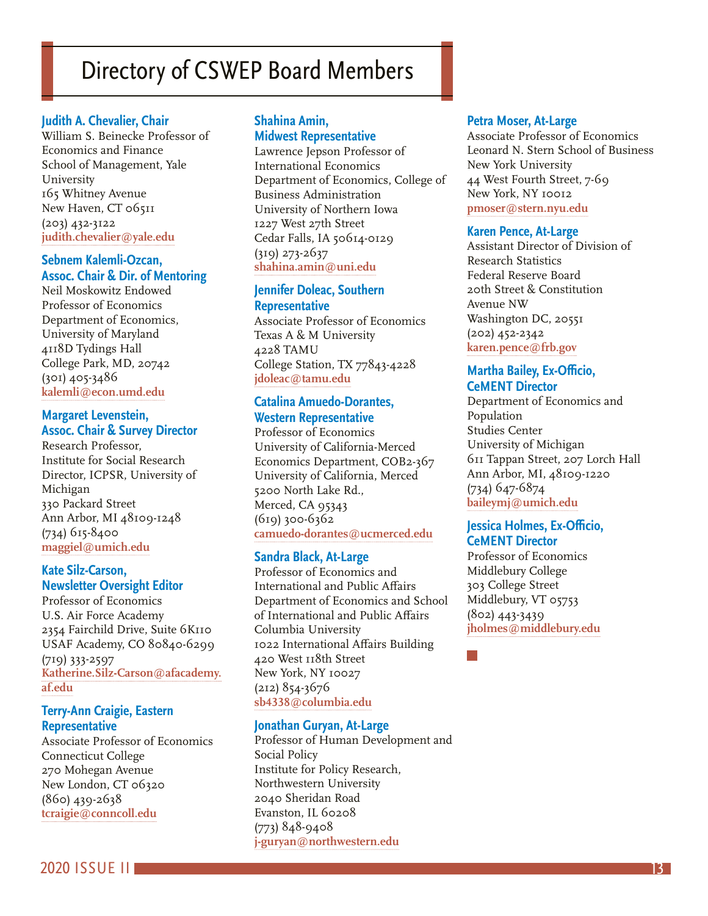# Directory of CSWEP Board Members

**Judith A. Chevalier, Chair**
William S. Beinecke Professor of Economics and Finance
School of Management, Yale University
165 Whitney Avenue
New Haven, CT 06511
(203) 432-3122
judith.chevalier@yale.edu

**Sebnem Kalemli-Ozcan, Assoc. Chair & Dir. of Mentoring**
Neil Moskowitz Endowed Professor of Economics
Department of Economics, University of Maryland
4118D Tydings Hall
College Park, MD, 20742
(301) 405-3486
kalemli@econ.umd.edu

**Margaret Levenstein, Assoc. Chair & Survey Director**
Research Professor, Institute for Social Research
Director, ICPSR, University of Michigan
330 Packard Street
Ann Arbor, MI 48109-1248
(734) 615-8400
maggiel@umich.edu

**Kate Silz-Carson, Newsletter Oversight Editor**
Professor of Economics
U.S. Air Force Academy
2354 Fairchild Drive, Suite 6K110
USAF Academy, CO 80840-6299
(719) 333-2597
Katherine.Silz-Carson@afacademy.af.edu

**Terry-Ann Craigie, Eastern Representative**
Associate Professor of Economics
Connecticut College
270 Mohegan Avenue
New London, CT 06320
(860) 439-2638
tcraigie@conncoll.edu

**Shahina Amin, Midwest Representative**
Lawrence Jepson Professor of International Economics
Department of Economics, College of Business Administration
University of Northern Iowa
1227 West 27th Street
Cedar Falls, IA 50614-0129
(319) 273-2637
shahina.amin@uni.edu

**Jennifer Doleac, Southern Representative**
Associate Professor of Economics
Texas A & M University
4228 TAMU
College Station, TX 77843-4228
jdoleac@tamu.edu

**Catalina Amuedo-Dorantes, Western Representative**
Professor of Economics
University of California-Merced
Economics Department, COB2-367
University of California, Merced
5200 North Lake Rd.,
Merced, CA 95343
(619) 300-6362
camuedo-dorantes@ucmerced.edu

**Sandra Black, At-Large**
Professor of Economics and International and Public Affairs
Department of Economics and School of International and Public Affairs
Columbia University
1022 International Affairs Building
420 West 118th Street
New York, NY 10027
(212) 854-3676
sb4338@columbia.edu

**Jonathan Guryan, At-Large**
Professor of Human Development and Social Policy
Institute for Policy Research, Northwestern University
2040 Sheridan Road
Evanston, IL 60208
(773) 848-9408
j-guryan@northwestern.edu

**Petra Moser, At-Large**
Associate Professor of Economics
Leonard N. Stern School of Business
New York University
44 West Fourth Street, 7-69
New York, NY 10012
pmoser@stern.nyu.edu

**Karen Pence, At-Large**
Assistant Director of Division of Research Statistics
Federal Reserve Board
20th Street & Constitution Avenue NW
Washington DC, 20551
(202) 452-2342
karen.pence@frb.gov

**Martha Bailey, Ex-Officio, CeMENT Director**
Department of Economics and Population
Studies Center
University of Michigan
611 Tappan Street, 207 Lorch Hall
Ann Arbor, MI, 48109-1220
(734) 647-6874
baileymj@umich.edu

**Jessica Holmes, Ex-Officio, CeMENT Director**
Professor of Economics
Middlebury College
303 College Street
Middlebury, VT 05753
(802) 443-3439
jholmes@middlebury.edu